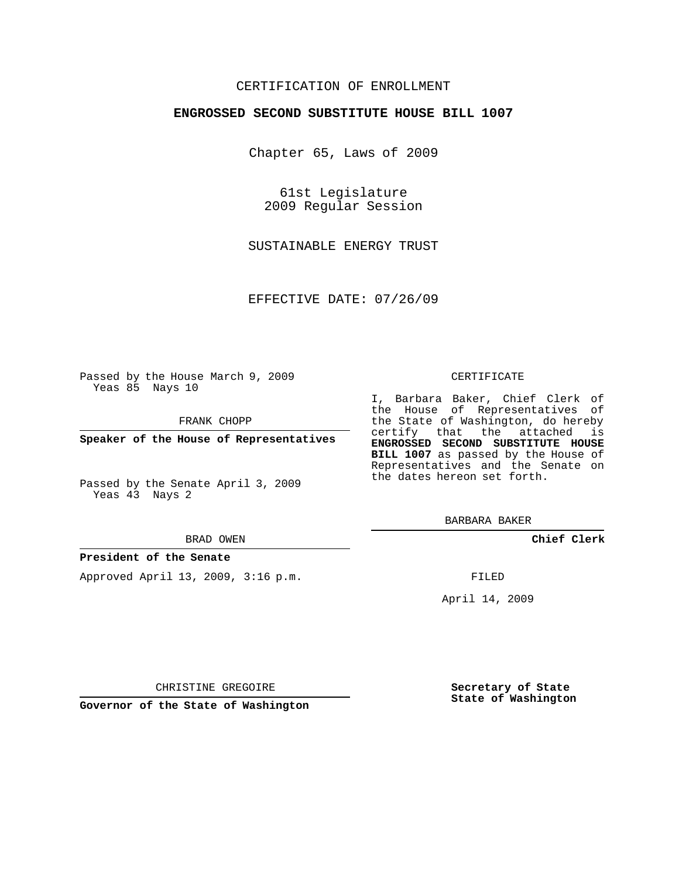CERTIFICATION OF ENROLLMENT

**ENGROSSED SECOND SUBSTITUTE HOUSE BILL 1007**

Chapter 65, Laws of 2009

61st Legislature
2009 Regular Session

SUSTAINABLE ENERGY TRUST

EFFECTIVE DATE: 07/26/09

Passed by the House March 9, 2009
Yeas 85 Nays 10

FRANK CHOPP

**Speaker of the House of Representatives**

Passed by the Senate April 3, 2009
Yeas 43 Nays 2

BRAD OWEN

**President of the Senate**

Approved April 13, 2009, 3:16 p.m.

CHRISTINE GREGOIRE

**Governor of the State of Washington**

CERTIFICATE

I, Barbara Baker, Chief Clerk of the House of Representatives of the State of Washington, do hereby certify that the attached is **ENGROSSED SECOND SUBSTITUTE HOUSE BILL 1007** as passed by the House of Representatives and the Senate on the dates hereon set forth.

BARBARA BAKER

**Chief Clerk**

FILED

April 14, 2009

**Secretary of State**
**State of Washington**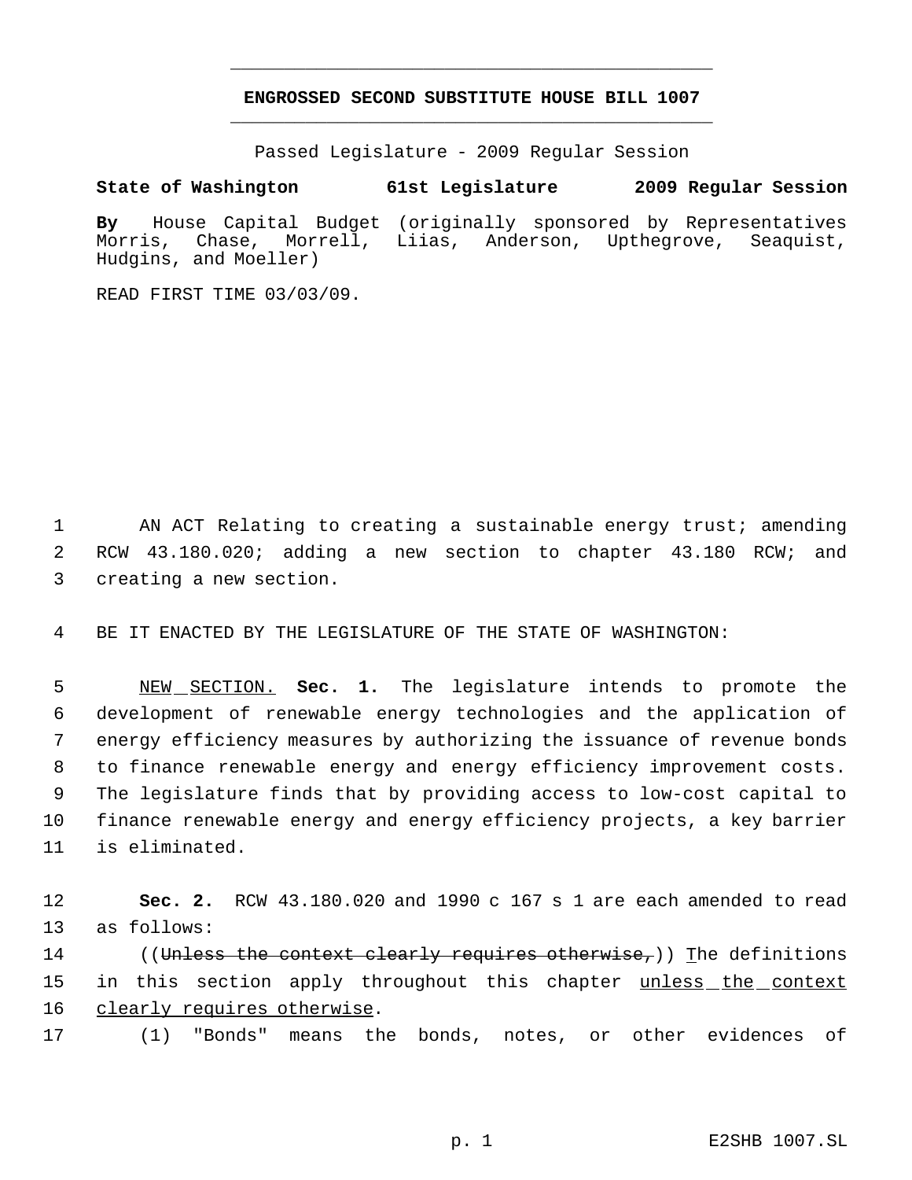**ENGROSSED SECOND SUBSTITUTE HOUSE BILL 1007**

Passed Legislature - 2009 Regular Session

**State of Washington 61st Legislature 2009 Regular Session**

**By** House Capital Budget (originally sponsored by Representatives Morris, Chase, Morrell, Liias, Anderson, Upthegrove, Seaquist, Hudgins, and Moeller)

READ FIRST TIME 03/03/09.

AN ACT Relating to creating a sustainable energy trust; amending RCW 43.180.020; adding a new section to chapter 43.180 RCW; and creating a new section.

BE IT ENACTED BY THE LEGISLATURE OF THE STATE OF WASHINGTON:

NEW SECTION. **Sec. 1.** The legislature intends to promote the development of renewable energy technologies and the application of energy efficiency measures by authorizing the issuance of revenue bonds to finance renewable energy and energy efficiency improvement costs. The legislature finds that by providing access to low-cost capital to finance renewable energy and energy efficiency projects, a key barrier is eliminated.

**Sec. 2.** RCW 43.180.020 and 1990 c 167 s 1 are each amended to read as follows:

((~~Unless the context clearly requires otherwise,~~)) The definitions in this section apply throughout this chapter unless the context clearly requires otherwise.

(1) "Bonds" means the bonds, notes, or other evidences of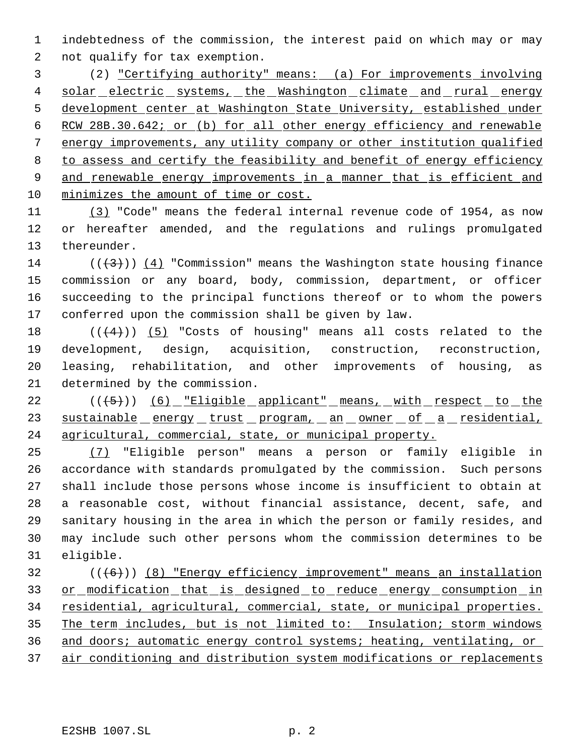indebtedness of the commission, the interest paid on which may or may not qualify for tax exemption.

(2) "Certifying authority" means: (a) For improvements involving solar electric systems, the Washington climate and rural energy development center at Washington State University, established under RCW 28B.30.642; or (b) for all other energy efficiency and renewable energy improvements, any utility company or other institution qualified to assess and certify the feasibility and benefit of energy efficiency and renewable energy improvements in a manner that is efficient and minimizes the amount of time or cost.

(3) "Code" means the federal internal revenue code of 1954, as now or hereafter amended, and the regulations and rulings promulgated thereunder.

(((3))) (4) "Commission" means the Washington state housing finance commission or any board, body, commission, department, or officer succeeding to the principal functions thereof or to whom the powers conferred upon the commission shall be given by law.

(((4))) (5) "Costs of housing" means all costs related to the development, design, acquisition, construction, reconstruction, leasing, rehabilitation, and other improvements of housing, as determined by the commission.

(((5))) (6) "Eligible applicant" means, with respect to the sustainable energy trust program, an owner of a residential, agricultural, commercial, state, or municipal property.

(7) "Eligible person" means a person or family eligible in accordance with standards promulgated by the commission. Such persons shall include those persons whose income is insufficient to obtain at a reasonable cost, without financial assistance, decent, safe, and sanitary housing in the area in which the person or family resides, and may include such other persons whom the commission determines to be eligible.

(((6))) (8) "Energy efficiency improvement" means an installation or modification that is designed to reduce energy consumption in residential, agricultural, commercial, state, or municipal properties. The term includes, but is not limited to: Insulation; storm windows and doors; automatic energy control systems; heating, ventilating, or air conditioning and distribution system modifications or replacements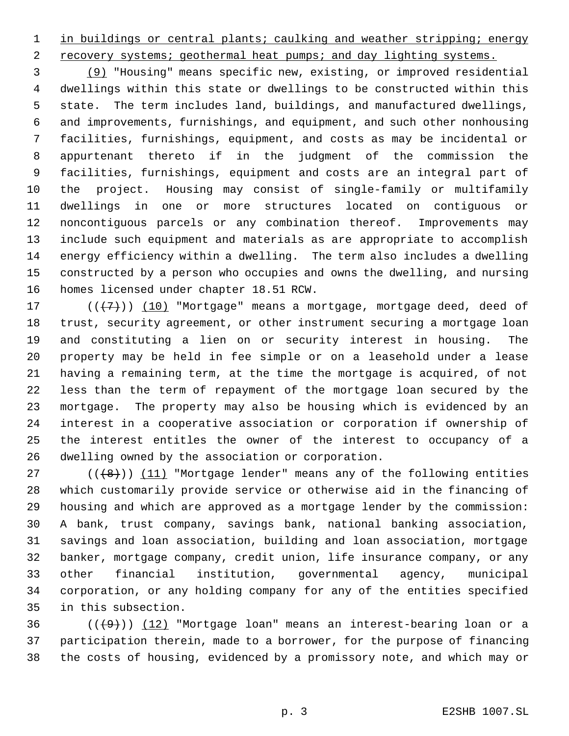in buildings or central plants; caulking and weather stripping; energy recovery systems; geothermal heat pumps; and day lighting systems.

(9) "Housing" means specific new, existing, or improved residential dwellings within this state or dwellings to be constructed within this state. The term includes land, buildings, and manufactured dwellings, and improvements, furnishings, and equipment, and such other nonhousing facilities, furnishings, equipment, and costs as may be incidental or appurtenant thereto if in the judgment of the commission the facilities, furnishings, equipment and costs are an integral part of the project. Housing may consist of single-family or multifamily dwellings in one or more structures located on contiguous or noncontiguous parcels or any combination thereof. Improvements may include such equipment and materials as are appropriate to accomplish energy efficiency within a dwelling. The term also includes a dwelling constructed by a person who occupies and owns the dwelling, and nursing homes licensed under chapter 18.51 RCW.

(((7))) (10) "Mortgage" means a mortgage, mortgage deed, deed of trust, security agreement, or other instrument securing a mortgage loan and constituting a lien on or security interest in housing. The property may be held in fee simple or on a leasehold under a lease having a remaining term, at the time the mortgage is acquired, of not less than the term of repayment of the mortgage loan secured by the mortgage. The property may also be housing which is evidenced by an interest in a cooperative association or corporation if ownership of the interest entitles the owner of the interest to occupancy of a dwelling owned by the association or corporation.

(((8))) (11) "Mortgage lender" means any of the following entities which customarily provide service or otherwise aid in the financing of housing and which are approved as a mortgage lender by the commission: A bank, trust company, savings bank, national banking association, savings and loan association, building and loan association, mortgage banker, mortgage company, credit union, life insurance company, or any other financial institution, governmental agency, municipal corporation, or any holding company for any of the entities specified in this subsection.

(((9))) (12) "Mortgage loan" means an interest-bearing loan or a participation therein, made to a borrower, for the purpose of financing the costs of housing, evidenced by a promissory note, and which may or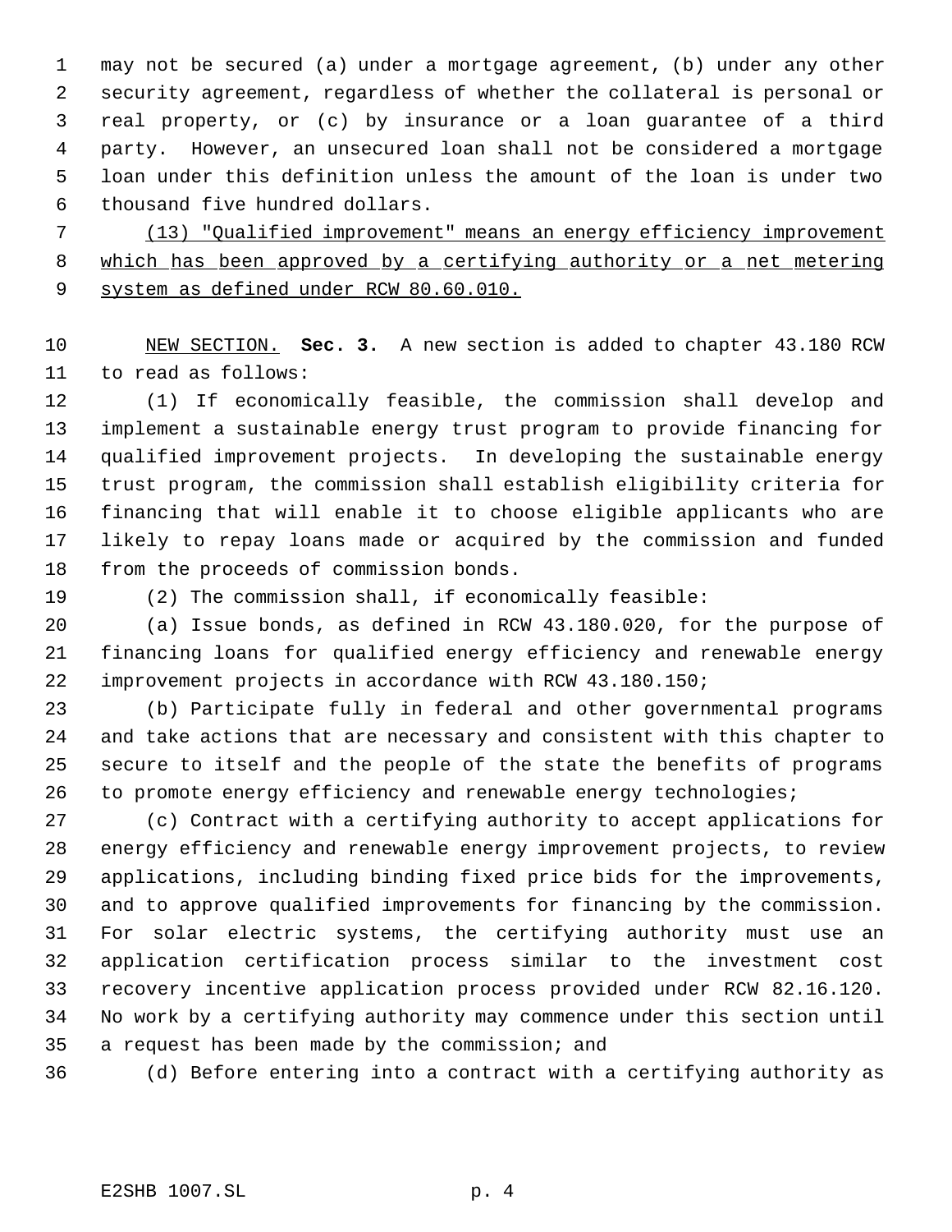may not be secured (a) under a mortgage agreement, (b) under any other security agreement, regardless of whether the collateral is personal or real property, or (c) by insurance or a loan guarantee of a third party. However, an unsecured loan shall not be considered a mortgage loan under this definition unless the amount of the loan is under two thousand five hundred dollars.

(13) "Qualified improvement" means an energy efficiency improvement which has been approved by a certifying authority or a net metering system as defined under RCW 80.60.010.

NEW SECTION. **Sec. 3.** A new section is added to chapter 43.180 RCW to read as follows:

(1) If economically feasible, the commission shall develop and implement a sustainable energy trust program to provide financing for qualified improvement projects. In developing the sustainable energy trust program, the commission shall establish eligibility criteria for financing that will enable it to choose eligible applicants who are likely to repay loans made or acquired by the commission and funded from the proceeds of commission bonds.

(2) The commission shall, if economically feasible:

(a) Issue bonds, as defined in RCW 43.180.020, for the purpose of financing loans for qualified energy efficiency and renewable energy improvement projects in accordance with RCW 43.180.150;

(b) Participate fully in federal and other governmental programs and take actions that are necessary and consistent with this chapter to secure to itself and the people of the state the benefits of programs to promote energy efficiency and renewable energy technologies;

(c) Contract with a certifying authority to accept applications for energy efficiency and renewable energy improvement projects, to review applications, including binding fixed price bids for the improvements, and to approve qualified improvements for financing by the commission. For solar electric systems, the certifying authority must use an application certification process similar to the investment cost recovery incentive application process provided under RCW 82.16.120. No work by a certifying authority may commence under this section until a request has been made by the commission; and

(d) Before entering into a contract with a certifying authority as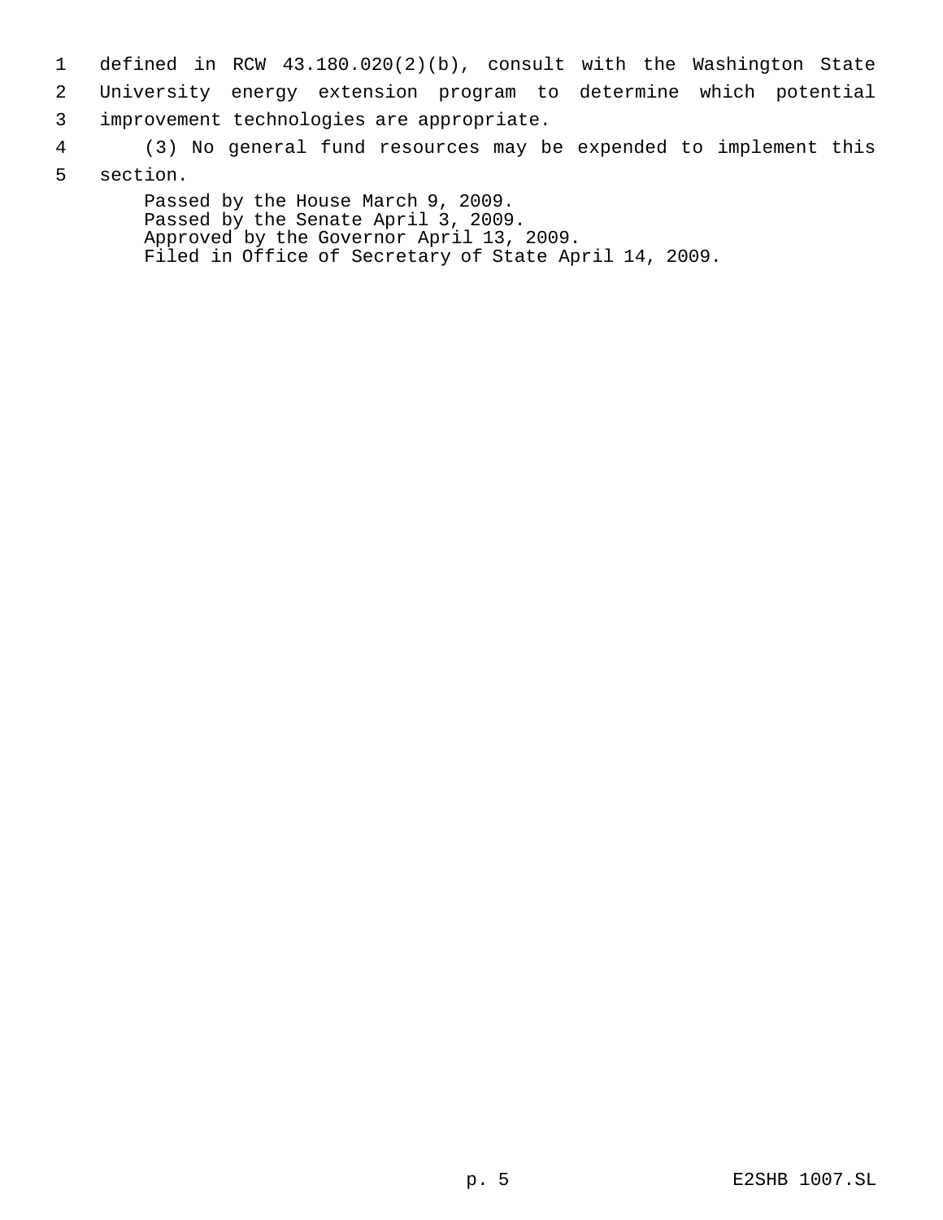defined in RCW 43.180.020(2)(b), consult with the Washington State University energy extension program to determine which potential improvement technologies are appropriate.

(3) No general fund resources may be expended to implement this section.

Passed by the House March 9, 2009.
Passed by the Senate April 3, 2009.
Approved by the Governor April 13, 2009.
Filed in Office of Secretary of State April 14, 2009.